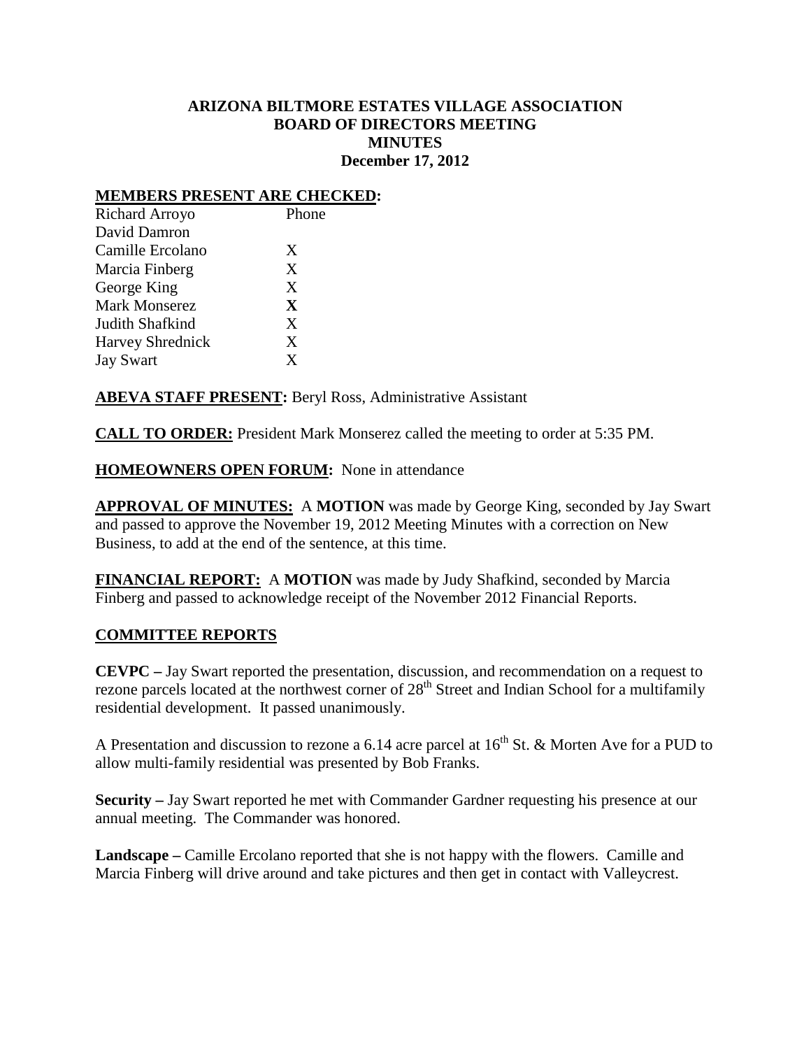# ARIZONA BILTMORE ESTATES VILLAGE ASSOCIATION
## BOARD OF DIRECTORS MEETING
## MINUTES
## December 17, 2012

**MEMBERS PRESENT ARE CHECKED:**

| | |
|---|---|
| Richard Arroyo | Phone |
| David Damron | |
| Camille Ercolano | X |
| Marcia Finberg | X |
| George King | X |
| Mark Monserez | **X** |
| Judith Shafkind | X |
| Harvey Shrednick | X |
| Jay Swart | X |

**ABEVA STAFF PRESENT:** Beryl Ross, Administrative Assistant

**CALL TO ORDER:** President Mark Monserez called the meeting to order at 5:35 PM.

**HOMEOWNERS OPEN FORUM:** None in attendance

**APPROVAL OF MINUTES:** A **MOTION** was made by George King, seconded by Jay Swart and passed to approve the November 19, 2012 Meeting Minutes with a correction on New Business, to add at the end of the sentence, at this time.

**FINANCIAL REPORT:** A **MOTION** was made by Judy Shafkind, seconded by Marcia Finberg and passed to acknowledge receipt of the November 2012 Financial Reports.

## COMMITTEE REPORTS

**CEVPC –** Jay Swart reported the presentation, discussion, and recommendation on a request to rezone parcels located at the northwest corner of 28th Street and Indian School for a multifamily residential development. It passed unanimously.

A Presentation and discussion to rezone a 6.14 acre parcel at 16th St. & Morten Ave for a PUD to allow multi-family residential was presented by Bob Franks.

**Security –** Jay Swart reported he met with Commander Gardner requesting his presence at our annual meeting. The Commander was honored.

**Landscape –** Camille Ercolano reported that she is not happy with the flowers. Camille and Marcia Finberg will drive around and take pictures and then get in contact with Valleycrest.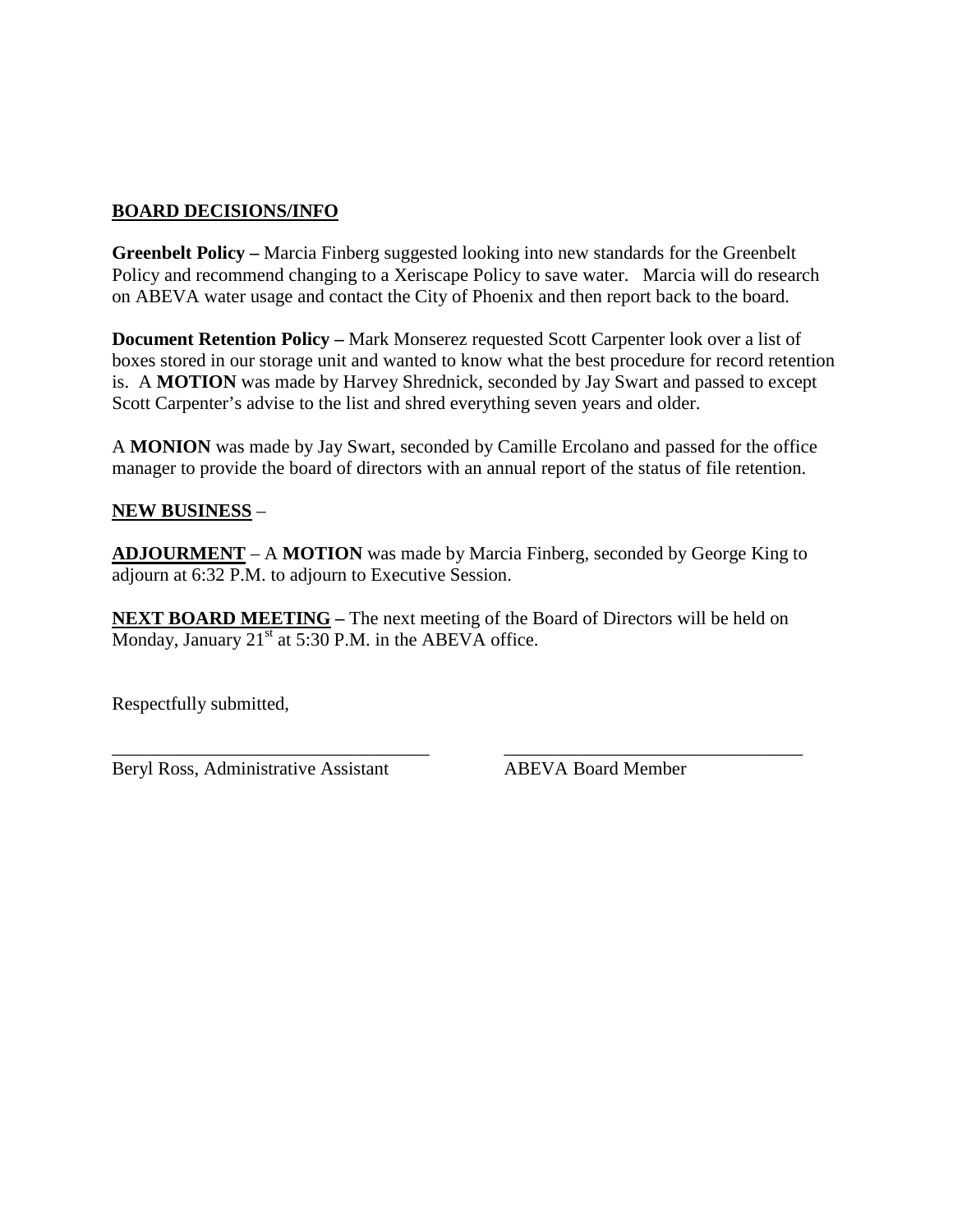**BOARD DECISIONS/INFO**

**Greenbelt Policy –** Marcia Finberg suggested looking into new standards for the Greenbelt Policy and recommend changing to a Xeriscape Policy to save water. Marcia will do research on ABEVA water usage and contact the City of Phoenix and then report back to the board.

**Document Retention Policy –** Mark Monserez requested Scott Carpenter look over a list of boxes stored in our storage unit and wanted to know what the best procedure for record retention is. A **MOTION** was made by Harvey Shrednick, seconded by Jay Swart and passed to except Scott Carpenter's advise to the list and shred everything seven years and older.

A **MONION** was made by Jay Swart, seconded by Camille Ercolano and passed for the office manager to provide the board of directors with an annual report of the status of file retention.

**NEW BUSINESS** –

**ADJOURMENT** – A **MOTION** was made by Marcia Finberg, seconded by George King to adjourn at 6:32 P.M. to adjourn to Executive Session.

**NEXT BOARD MEETING –** The next meeting of the Board of Directors will be held on Monday, January 21st at 5:30 P.M. in the ABEVA office.

Respectfully submitted,

| | |
|---|---|
| ___________________________________ | ________________________________ |
| Beryl Ross, Administrative Assistant | ABEVA Board Member |